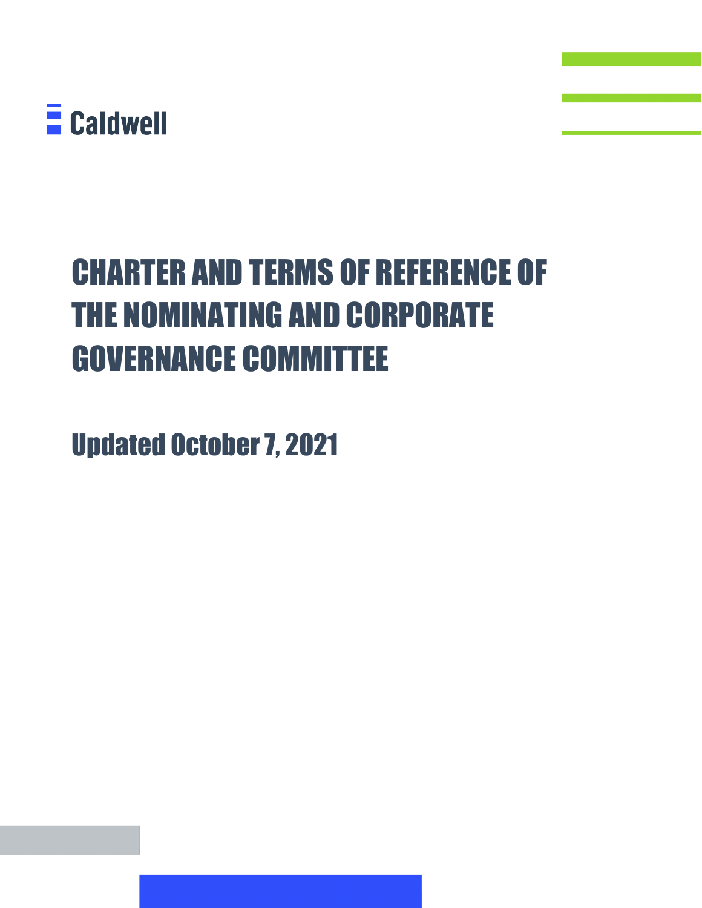Caldwell

# CHARTER AND TERMS OF REFERENCE OF THE NOMINATING AND CORPORATE GOVERNANCE COMMITTEE

## Updated October 7, 2021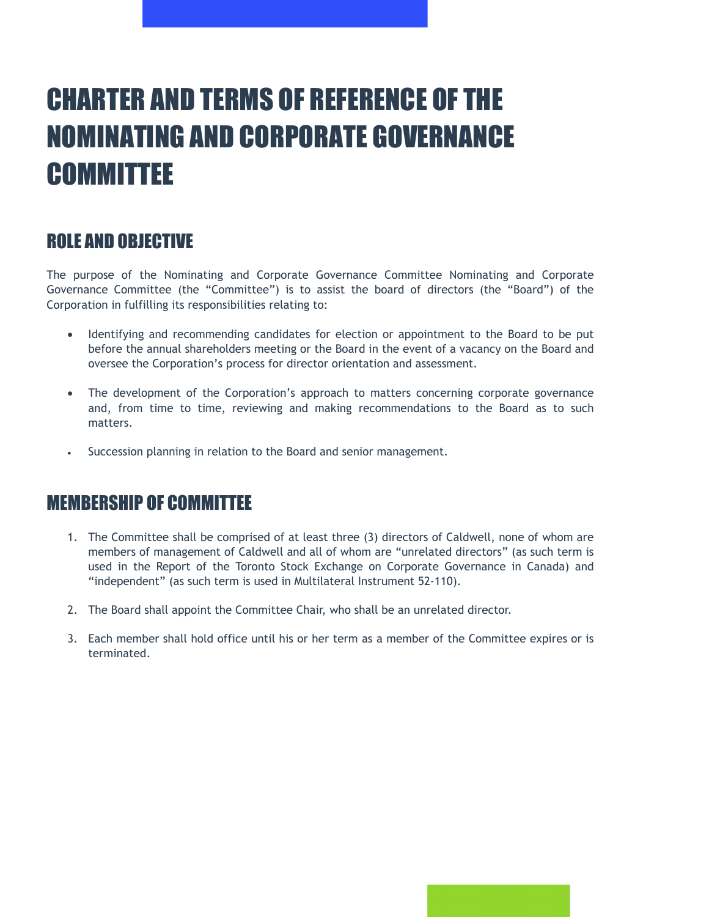# CHARTER AND TERMS OF REFERENCE OF THE NOMINATING AND CORPORATE GOVERNANCE COMMITTEE

## ROLE AND OBJECTIVE

The purpose of the Nominating and Corporate Governance Committee Nominating and Corporate Governance Committee (the "Committee") is to assist the board of directors (the "Board") of the Corporation in fulfilling its responsibilities relating to:

- Identifying and recommending candidates for election or appointment to the Board to be put before the annual shareholders meeting or the Board in the event of a vacancy on the Board and oversee the Corporation's process for director orientation and assessment.
- The development of the Corporation's approach to matters concerning corporate governance and, from time to time, reviewing and making recommendations to the Board as to such matters.
- Succession planning in relation to the Board and senior management.

## MEMBERSHIP OF COMMITTEE

1. The Committee shall be comprised of at least three (3) directors of Caldwell, none of whom are members of management of Caldwell and all of whom are "unrelated directors" (as such term is used in the Report of the Toronto Stock Exchange on Corporate Governance in Canada) and "independent" (as such term is used in Multilateral Instrument 52-110).
2. The Board shall appoint the Committee Chair, who shall be an unrelated director.
3. Each member shall hold office until his or her term as a member of the Committee expires or is terminated.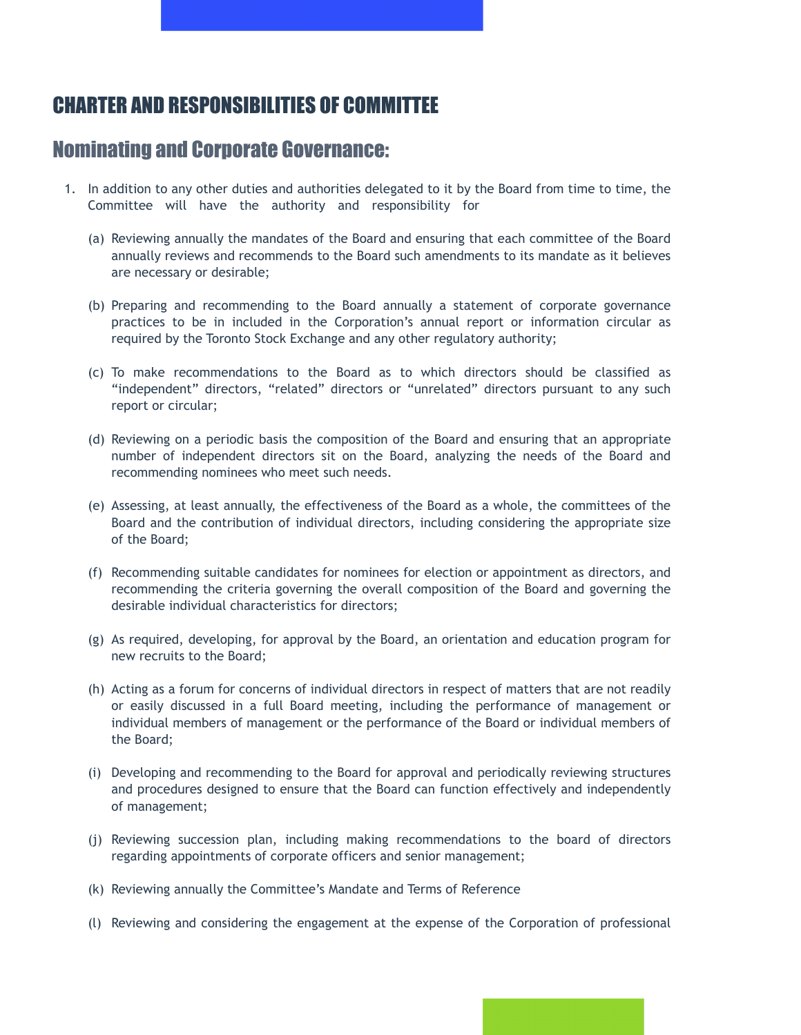# CHARTER AND RESPONSIBILITIES OF COMMITTEE

## Nominating and Corporate Governance:

1. In addition to any other duties and authorities delegated to it by the Board from time to time, the Committee will have the authority and responsibility for

   (a) Reviewing annually the mandates of the Board and ensuring that each committee of the Board annually reviews and recommends to the Board such amendments to its mandate as it believes are necessary or desirable;

   (b) Preparing and recommending to the Board annually a statement of corporate governance practices to be in included in the Corporation's annual report or information circular as required by the Toronto Stock Exchange and any other regulatory authority;

   (c) To make recommendations to the Board as to which directors should be classified as "independent" directors, "related" directors or "unrelated" directors pursuant to any such report or circular;

   (d) Reviewing on a periodic basis the composition of the Board and ensuring that an appropriate number of independent directors sit on the Board, analyzing the needs of the Board and recommending nominees who meet such needs.

   (e) Assessing, at least annually, the effectiveness of the Board as a whole, the committees of the Board and the contribution of individual directors, including considering the appropriate size of the Board;

   (f) Recommending suitable candidates for nominees for election or appointment as directors, and recommending the criteria governing the overall composition of the Board and governing the desirable individual characteristics for directors;

   (g) As required, developing, for approval by the Board, an orientation and education program for new recruits to the Board;

   (h) Acting as a forum for concerns of individual directors in respect of matters that are not readily or easily discussed in a full Board meeting, including the performance of management or individual members of management or the performance of the Board or individual members of the Board;

   (i) Developing and recommending to the Board for approval and periodically reviewing structures and procedures designed to ensure that the Board can function effectively and independently of management;

   (j) Reviewing succession plan, including making recommendations to the board of directors regarding appointments of corporate officers and senior management;

   (k) Reviewing annually the Committee's Mandate and Terms of Reference

   (l) Reviewing and considering the engagement at the expense of the Corporation of professional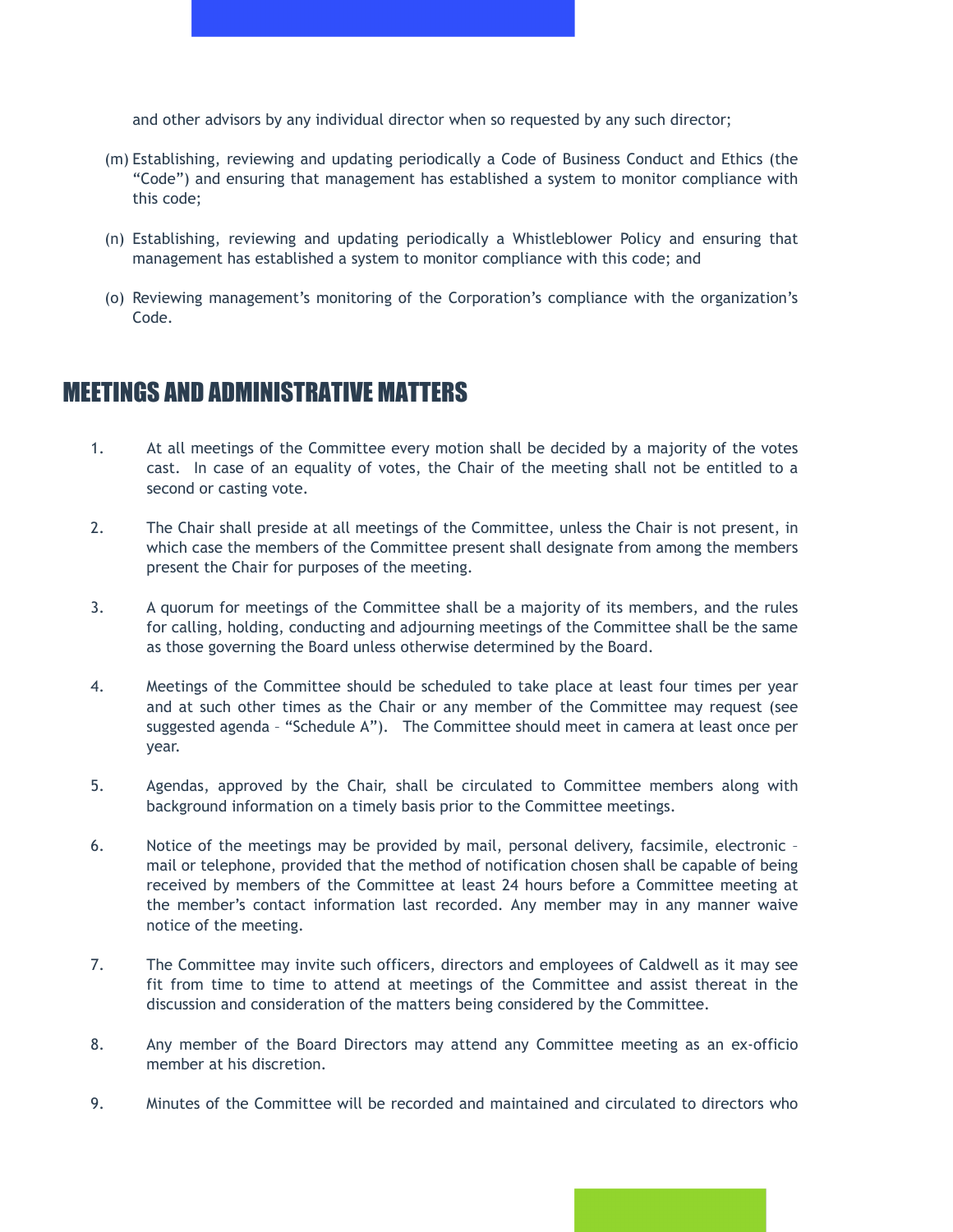and other advisors by any individual director when so requested by any such director;

(m) Establishing, reviewing and updating periodically a Code of Business Conduct and Ethics (the "Code") and ensuring that management has established a system to monitor compliance with this code;

(n) Establishing, reviewing and updating periodically a Whistleblower Policy and ensuring that management has established a system to monitor compliance with this code; and

(o) Reviewing management's monitoring of the Corporation's compliance with the organization's Code.

## MEETINGS AND ADMINISTRATIVE MATTERS

1. At all meetings of the Committee every motion shall be decided by a majority of the votes cast. In case of an equality of votes, the Chair of the meeting shall not be entitled to a second or casting vote.

2. The Chair shall preside at all meetings of the Committee, unless the Chair is not present, in which case the members of the Committee present shall designate from among the members present the Chair for purposes of the meeting.

3. A quorum for meetings of the Committee shall be a majority of its members, and the rules for calling, holding, conducting and adjourning meetings of the Committee shall be the same as those governing the Board unless otherwise determined by the Board.

4. Meetings of the Committee should be scheduled to take place at least four times per year and at such other times as the Chair or any member of the Committee may request (see suggested agenda – "Schedule A"). The Committee should meet in camera at least once per year.

5. Agendas, approved by the Chair, shall be circulated to Committee members along with background information on a timely basis prior to the Committee meetings.

6. Notice of the meetings may be provided by mail, personal delivery, facsimile, electronic – mail or telephone, provided that the method of notification chosen shall be capable of being received by members of the Committee at least 24 hours before a Committee meeting at the member's contact information last recorded. Any member may in any manner waive notice of the meeting.

7. The Committee may invite such officers, directors and employees of Caldwell as it may see fit from time to time to attend at meetings of the Committee and assist thereat in the discussion and consideration of the matters being considered by the Committee.

8. Any member of the Board Directors may attend any Committee meeting as an ex-officio member at his discretion.

9. Minutes of the Committee will be recorded and maintained and circulated to directors who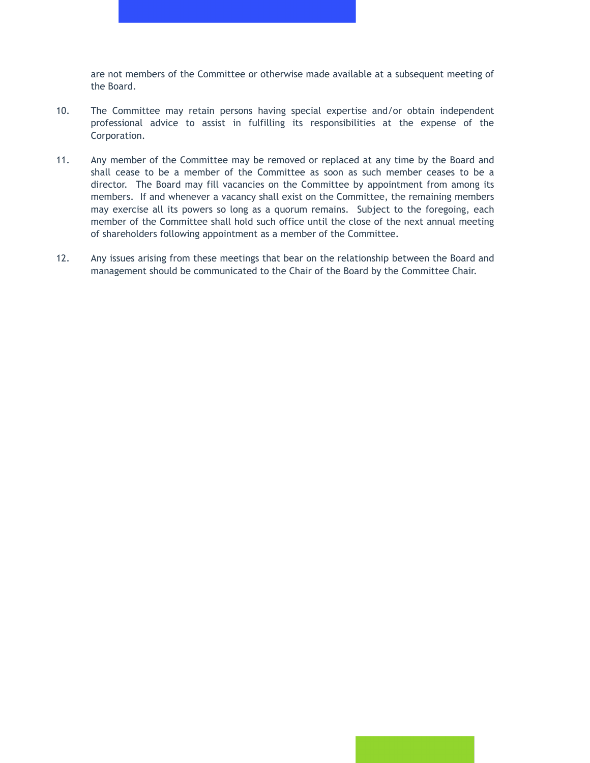are not members of the Committee or otherwise made available at a subsequent meeting of the Board.

10. The Committee may retain persons having special expertise and/or obtain independent professional advice to assist in fulfilling its responsibilities at the expense of the Corporation.

11. Any member of the Committee may be removed or replaced at any time by the Board and shall cease to be a member of the Committee as soon as such member ceases to be a director. The Board may fill vacancies on the Committee by appointment from among its members. If and whenever a vacancy shall exist on the Committee, the remaining members may exercise all its powers so long as a quorum remains. Subject to the foregoing, each member of the Committee shall hold such office until the close of the next annual meeting of shareholders following appointment as a member of the Committee.

12. Any issues arising from these meetings that bear on the relationship between the Board and management should be communicated to the Chair of the Board by the Committee Chair.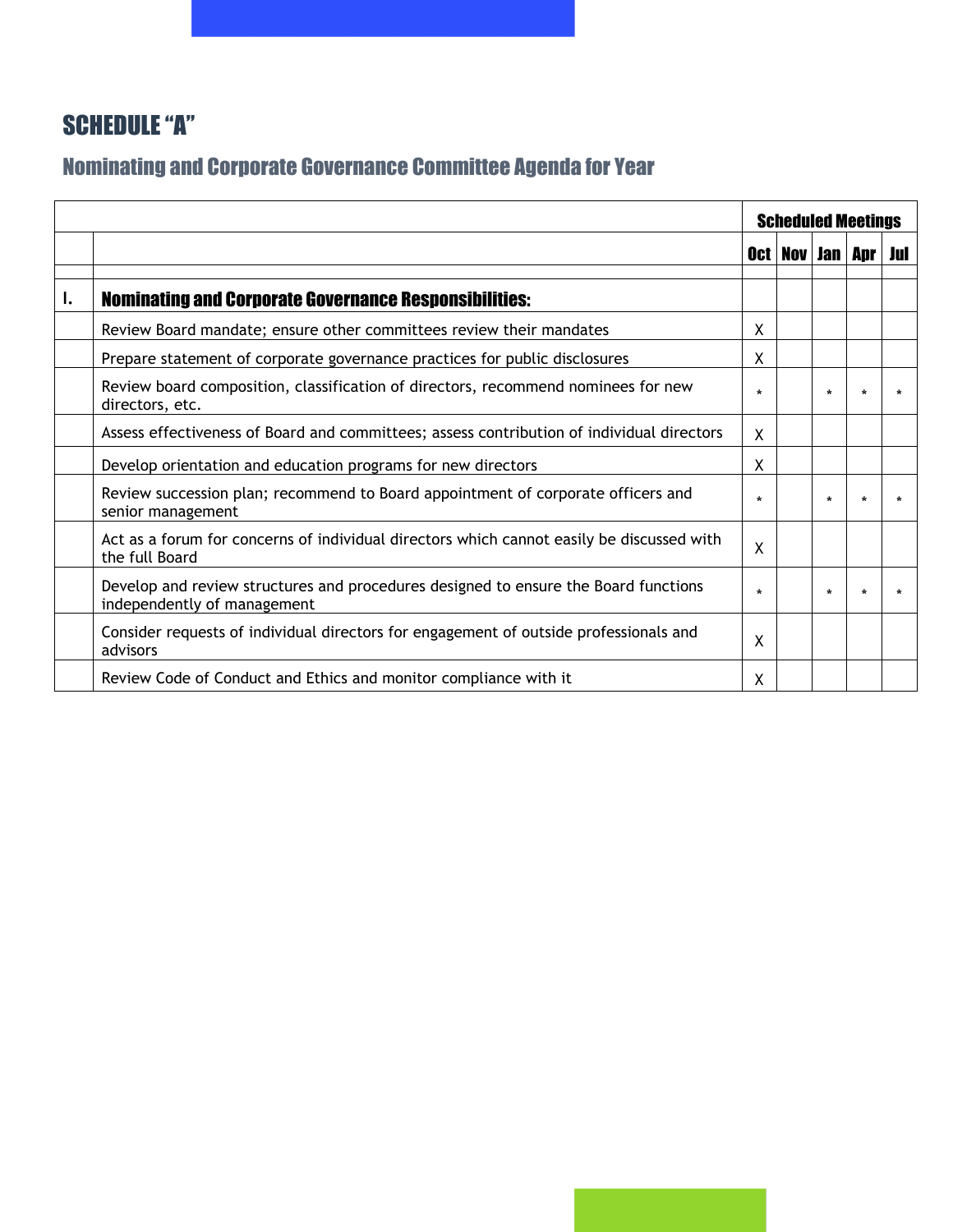# SCHEDULE "A"

## Nominating and Corporate Governance Committee Agenda for Year

| | | Scheduled Meetings | | | | |
|---|---|---|---|---|---|---|
| | | Oct | Nov | Jan | Apr | Jul |
| | | | | | | |
| I. | **Nominating and Corporate Governance Responsibilities:** | | | | | |
| | Review Board mandate; ensure other committees review their mandates | X | | | | |
| | Prepare statement of corporate governance practices for public disclosures | X | | | | |
| | Review board composition, classification of directors, recommend nominees for new directors, etc. | * | | * | * | * |
| | Assess effectiveness of Board and committees; assess contribution of individual directors | X | | | | |
| | Develop orientation and education programs for new directors | X | | | | |
| | Review succession plan; recommend to Board appointment of corporate officers and senior management | * | | * | * | * |
| | Act as a forum for concerns of individual directors which cannot easily be discussed with the full Board | X | | | | |
| | Develop and review structures and procedures designed to ensure the Board functions independently of management | * | | * | * | * |
| | Consider requests of individual directors for engagement of outside professionals and advisors | X | | | | |
| | Review Code of Conduct and Ethics and monitor compliance with it | X | | | | |